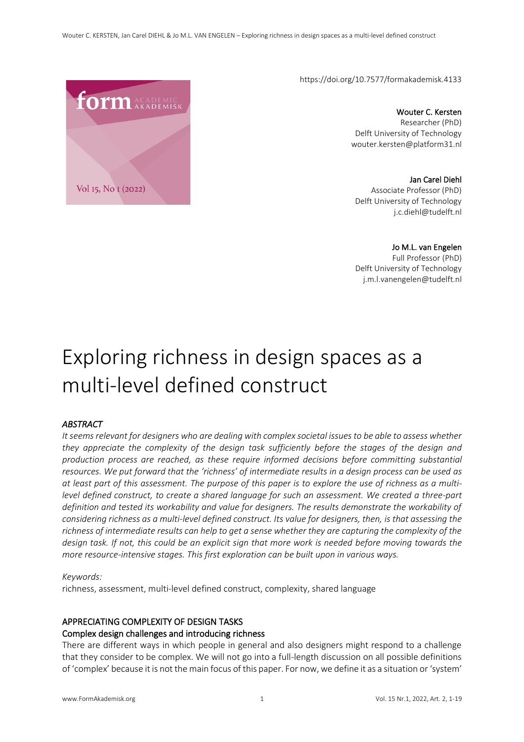https://doi.org/10.7577/formakademisk.4133

**Wouter C. Kersten**
Researcher (PhD)
Delft University of Technology
wouter.kersten@platform31.nl

**Jan Carel Diehl**
Associate Professor (PhD)
Delft University of Technology
j.c.diehl@tudelft.nl

**Jo M.L. van Engelen**
Full Professor (PhD)
Delft University of Technology
j.m.l.vanengelen@tudelft.nl

# Exploring richness in design spaces as a multi-level defined construct

### *ABSTRACT*

*It seems relevant for designers who are dealing with complex societal issues to be able to assess whether they appreciate the complexity of the design task sufficiently before the stages of the design and production process are reached, as these require informed decisions before committing substantial resources. We put forward that the 'richness' of intermediate results in a design process can be used as at least part of this assessment. The purpose of this paper is to explore the use of richness as a multi-level defined construct, to create a shared language for such an assessment. We created a three-part definition and tested its workability and value for designers. The results demonstrate the workability of considering richness as a multi-level defined construct. Its value for designers, then, is that assessing the richness of intermediate results can help to get a sense whether they are capturing the complexity of the design task. If not, this could be an explicit sign that more work is needed before moving towards the more resource-intensive stages. This first exploration can be built upon in various ways.*

*Keywords:*
richness, assessment, multi-level defined construct, complexity, shared language

## APPRECIATING COMPLEXITY OF DESIGN TASKS

### Complex design challenges and introducing richness

There are different ways in which people in general and also designers might respond to a challenge that they consider to be complex. We will not go into a full-length discussion on all possible definitions of 'complex' because it is not the main focus of this paper. For now, we define it as a situation or 'system'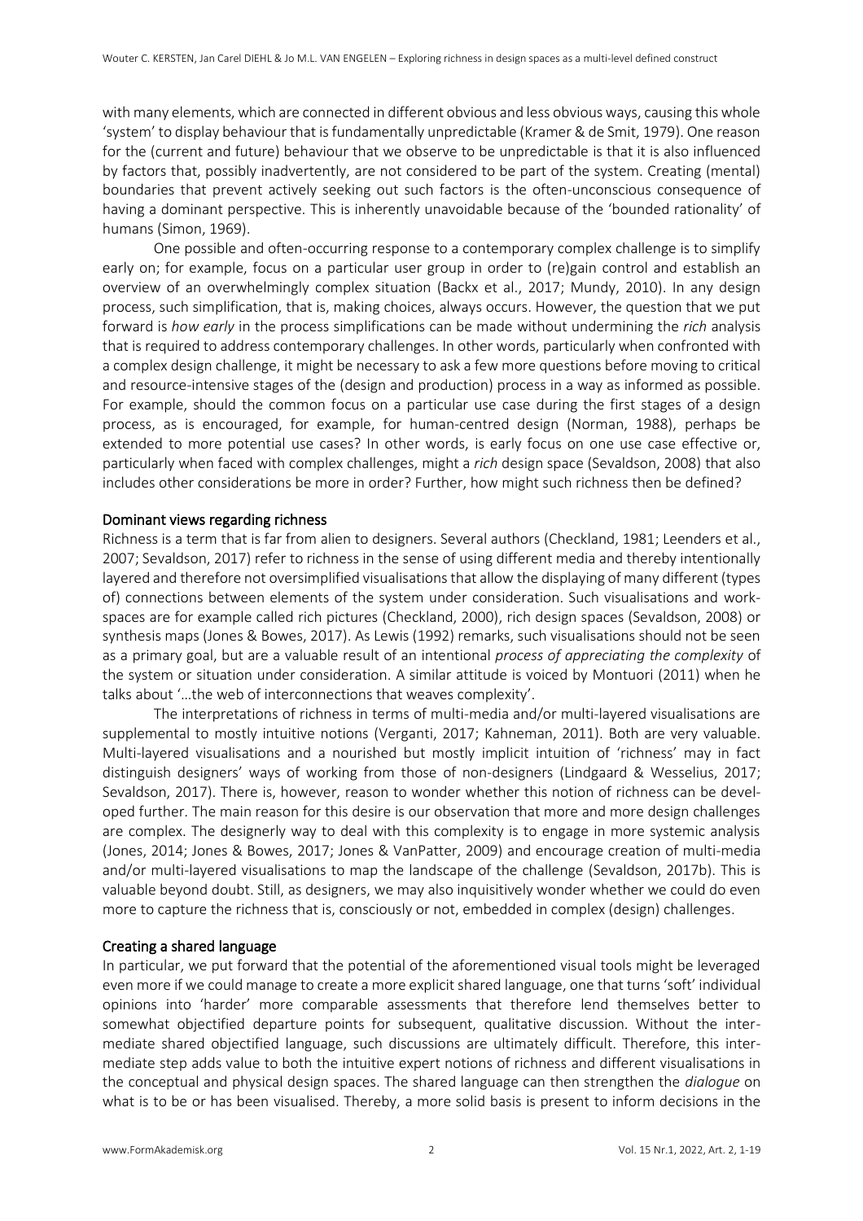with many elements, which are connected in different obvious and less obvious ways, causing this whole 'system' to display behaviour that is fundamentally unpredictable (Kramer & de Smit, 1979). One reason for the (current and future) behaviour that we observe to be unpredictable is that it is also influenced by factors that, possibly inadvertently, are not considered to be part of the system. Creating (mental) boundaries that prevent actively seeking out such factors is the often-unconscious consequence of having a dominant perspective. This is inherently unavoidable because of the 'bounded rationality' of humans (Simon, 1969).

One possible and often-occurring response to a contemporary complex challenge is to simplify early on; for example, focus on a particular user group in order to (re)gain control and establish an overview of an overwhelmingly complex situation (Backx et al., 2017; Mundy, 2010). In any design process, such simplification, that is, making choices, always occurs. However, the question that we put forward is *how early* in the process simplifications can be made without undermining the *rich* analysis that is required to address contemporary challenges. In other words, particularly when confronted with a complex design challenge, it might be necessary to ask a few more questions before moving to critical and resource-intensive stages of the (design and production) process in a way as informed as possible. For example, should the common focus on a particular use case during the first stages of a design process, as is encouraged, for example, for human-centred design (Norman, 1988), perhaps be extended to more potential use cases? In other words, is early focus on one use case effective or, particularly when faced with complex challenges, might a *rich* design space (Sevaldson, 2008) that also includes other considerations be more in order? Further, how might such richness then be defined?

## Dominant views regarding richness

Richness is a term that is far from alien to designers. Several authors (Checkland, 1981; Leenders et al., 2007; Sevaldson, 2017) refer to richness in the sense of using different media and thereby intentionally layered and therefore not oversimplified visualisations that allow the displaying of many different (types of) connections between elements of the system under consideration. Such visualisations and work-spaces are for example called rich pictures (Checkland, 2000), rich design spaces (Sevaldson, 2008) or synthesis maps (Jones & Bowes, 2017). As Lewis (1992) remarks, such visualisations should not be seen as a primary goal, but are a valuable result of an intentional *process of appreciating the complexity* of the system or situation under consideration. A similar attitude is voiced by Montuori (2011) when he talks about '…the web of interconnections that weaves complexity'.

The interpretations of richness in terms of multi-media and/or multi-layered visualisations are supplemental to mostly intuitive notions (Verganti, 2017; Kahneman, 2011). Both are very valuable. Multi-layered visualisations and a nourished but mostly implicit intuition of 'richness' may in fact distinguish designers' ways of working from those of non-designers (Lindgaard & Wesselius, 2017; Sevaldson, 2017). There is, however, reason to wonder whether this notion of richness can be developed further. The main reason for this desire is our observation that more and more design challenges are complex. The designerly way to deal with this complexity is to engage in more systemic analysis (Jones, 2014; Jones & Bowes, 2017; Jones & VanPatter, 2009) and encourage creation of multi-media and/or multi-layered visualisations to map the landscape of the challenge (Sevaldson, 2017b). This is valuable beyond doubt. Still, as designers, we may also inquisitively wonder whether we could do even more to capture the richness that is, consciously or not, embedded in complex (design) challenges.

## Creating a shared language

In particular, we put forward that the potential of the aforementioned visual tools might be leveraged even more if we could manage to create a more explicit shared language, one that turns 'soft' individual opinions into 'harder' more comparable assessments that therefore lend themselves better to somewhat objectified departure points for subsequent, qualitative discussion. Without the intermediate shared objectified language, such discussions are ultimately difficult. Therefore, this intermediate step adds value to both the intuitive expert notions of richness and different visualisations in the conceptual and physical design spaces. The shared language can then strengthen the *dialogue* on what is to be or has been visualised. Thereby, a more solid basis is present to inform decisions in the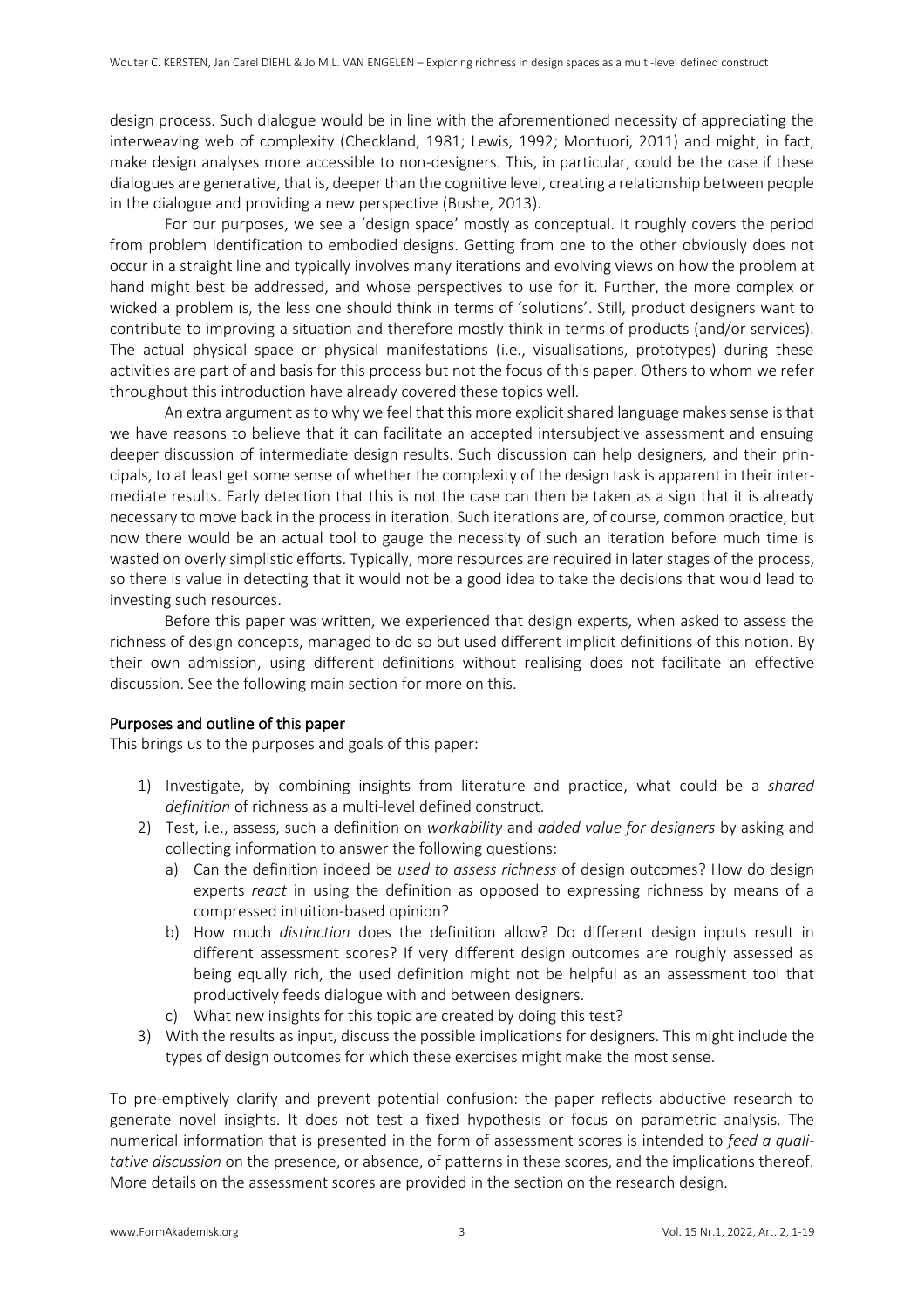design process. Such dialogue would be in line with the aforementioned necessity of appreciating the interweaving web of complexity (Checkland, 1981; Lewis, 1992; Montuori, 2011) and might, in fact, make design analyses more accessible to non-designers. This, in particular, could be the case if these dialogues are generative, that is, deeper than the cognitive level, creating a relationship between people in the dialogue and providing a new perspective (Bushe, 2013).

For our purposes, we see a 'design space' mostly as conceptual. It roughly covers the period from problem identification to embodied designs. Getting from one to the other obviously does not occur in a straight line and typically involves many iterations and evolving views on how the problem at hand might best be addressed, and whose perspectives to use for it. Further, the more complex or wicked a problem is, the less one should think in terms of 'solutions'. Still, product designers want to contribute to improving a situation and therefore mostly think in terms of products (and/or services). The actual physical space or physical manifestations (i.e., visualisations, prototypes) during these activities are part of and basis for this process but not the focus of this paper. Others to whom we refer throughout this introduction have already covered these topics well.

An extra argument as to why we feel that this more explicit shared language makes sense is that we have reasons to believe that it can facilitate an accepted intersubjective assessment and ensuing deeper discussion of intermediate design results. Such discussion can help designers, and their principals, to at least get some sense of whether the complexity of the design task is apparent in their intermediate results. Early detection that this is not the case can then be taken as a sign that it is already necessary to move back in the process in iteration. Such iterations are, of course, common practice, but now there would be an actual tool to gauge the necessity of such an iteration before much time is wasted on overly simplistic efforts. Typically, more resources are required in later stages of the process, so there is value in detecting that it would not be a good idea to take the decisions that would lead to investing such resources.

Before this paper was written, we experienced that design experts, when asked to assess the richness of design concepts, managed to do so but used different implicit definitions of this notion. By their own admission, using different definitions without realising does not facilitate an effective discussion. See the following main section for more on this.

## Purposes and outline of this paper

This brings us to the purposes and goals of this paper:

1) Investigate, by combining insights from literature and practice, what could be a *shared definition* of richness as a multi-level defined construct.
2) Test, i.e., assess, such a definition on *workability* and *added value for designers* by asking and collecting information to answer the following questions:
   a) Can the definition indeed be *used to assess richness* of design outcomes? How do design experts *react* in using the definition as opposed to expressing richness by means of a compressed intuition-based opinion?
   b) How much *distinction* does the definition allow? Do different design inputs result in different assessment scores? If very different design outcomes are roughly assessed as being equally rich, the used definition might not be helpful as an assessment tool that productively feeds dialogue with and between designers.
   c) What new insights for this topic are created by doing this test?
3) With the results as input, discuss the possible implications for designers. This might include the types of design outcomes for which these exercises might make the most sense.

To pre-emptively clarify and prevent potential confusion: the paper reflects abductive research to generate novel insights. It does not test a fixed hypothesis or focus on parametric analysis. The numerical information that is presented in the form of assessment scores is intended to *feed a qualitative discussion* on the presence, or absence, of patterns in these scores, and the implications thereof. More details on the assessment scores are provided in the section on the research design.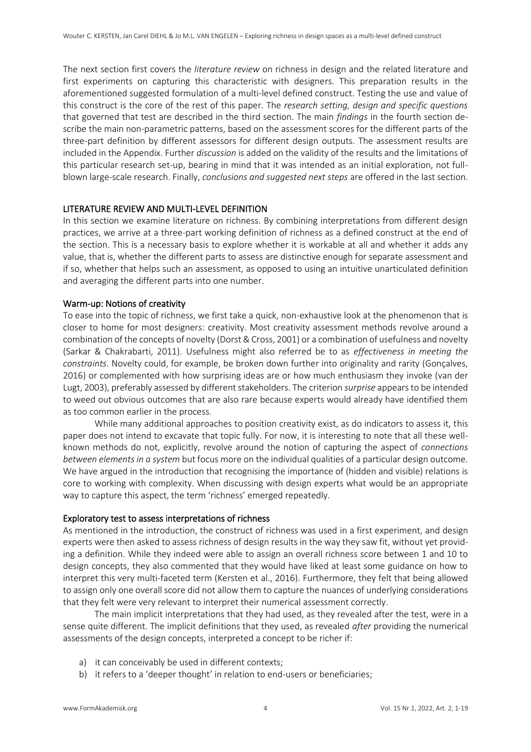The next section first covers the *literature review* on richness in design and the related literature and first experiments on capturing this characteristic with designers. This preparation results in the aforementioned suggested formulation of a multi-level defined construct. Testing the use and value of this construct is the core of the rest of this paper. The *research setting, design and specific questions* that governed that test are described in the third section. The main *findings* in the fourth section describe the main non-parametric patterns, based on the assessment scores for the different parts of the three-part definition by different assessors for different design outputs. The assessment results are included in the Appendix. Further *discussion* is added on the validity of the results and the limitations of this particular research set-up, bearing in mind that it was intended as an initial exploration, not full-blown large-scale research. Finally, *conclusions and suggested next steps* are offered in the last section.

## LITERATURE REVIEW AND MULTI-LEVEL DEFINITION

In this section we examine literature on richness. By combining interpretations from different design practices, we arrive at a three-part working definition of richness as a defined construct at the end of the section. This is a necessary basis to explore whether it is workable at all and whether it adds any value, that is, whether the different parts to assess are distinctive enough for separate assessment and if so, whether that helps such an assessment, as opposed to using an intuitive unarticulated definition and averaging the different parts into one number.

### Warm-up: Notions of creativity

To ease into the topic of richness, we first take a quick, non-exhaustive look at the phenomenon that is closer to home for most designers: creativity. Most creativity assessment methods revolve around a combination of the concepts of novelty (Dorst & Cross, 2001) or a combination of usefulness and novelty (Sarkar & Chakrabarti, 2011). Usefulness might also referred be to as *effectiveness in meeting the constraints*. Novelty could, for example, be broken down further into originality and rarity (Gonçalves, 2016) or complemented with how surprising ideas are or how much enthusiasm they invoke (van der Lugt, 2003), preferably assessed by different stakeholders. The criterion *surprise* appears to be intended to weed out obvious outcomes that are also rare because experts would already have identified them as too common earlier in the process.

While many additional approaches to position creativity exist, as do indicators to assess it, this paper does not intend to excavate that topic fully. For now, it is interesting to note that all these well-known methods do not, explicitly, revolve around the notion of capturing the aspect of *connections between elements in a system* but focus more on the individual qualities of a particular design outcome. We have argued in the introduction that recognising the importance of (hidden and visible) relations is core to working with complexity. When discussing with design experts what would be an appropriate way to capture this aspect, the term 'richness' emerged repeatedly.

### Exploratory test to assess interpretations of richness

As mentioned in the introduction, the construct of richness was used in a first experiment, and design experts were then asked to assess richness of design results in the way they saw fit, without yet providing a definition. While they indeed were able to assign an overall richness score between 1 and 10 to design concepts, they also commented that they would have liked at least some guidance on how to interpret this very multi-faceted term (Kersten et al., 2016). Furthermore, they felt that being allowed to assign only one overall score did not allow them to capture the nuances of underlying considerations that they felt were very relevant to interpret their numerical assessment correctly.

The main implicit interpretations that they had used, as they revealed after the test, were in a sense quite different. The implicit definitions that they used, as revealed *after* providing the numerical assessments of the design concepts, interpreted a concept to be richer if:

a) it can conceivably be used in different contexts;
b) it refers to a 'deeper thought' in relation to end-users or beneficiaries;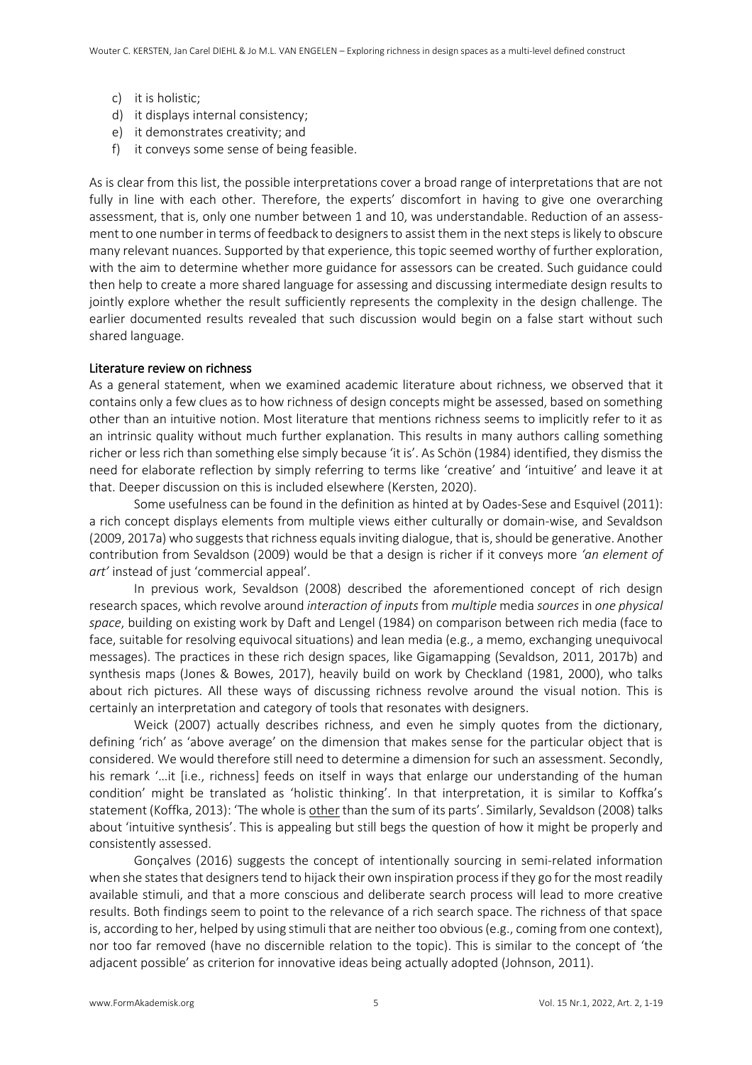c) it is holistic;
d) it displays internal consistency;
e) it demonstrates creativity; and
f) it conveys some sense of being feasible.

As is clear from this list, the possible interpretations cover a broad range of interpretations that are not fully in line with each other. Therefore, the experts' discomfort in having to give one overarching assessment, that is, only one number between 1 and 10, was understandable. Reduction of an assessment to one number in terms of feedback to designers to assist them in the next steps is likely to obscure many relevant nuances. Supported by that experience, this topic seemed worthy of further exploration, with the aim to determine whether more guidance for assessors can be created. Such guidance could then help to create a more shared language for assessing and discussing intermediate design results to jointly explore whether the result sufficiently represents the complexity in the design challenge. The earlier documented results revealed that such discussion would begin on a false start without such shared language.

## Literature review on richness

As a general statement, when we examined academic literature about richness, we observed that it contains only a few clues as to how richness of design concepts might be assessed, based on something other than an intuitive notion. Most literature that mentions richness seems to implicitly refer to it as an intrinsic quality without much further explanation. This results in many authors calling something richer or less rich than something else simply because 'it is'. As Schön (1984) identified, they dismiss the need for elaborate reflection by simply referring to terms like 'creative' and 'intuitive' and leave it at that. Deeper discussion on this is included elsewhere (Kersten, 2020).

Some usefulness can be found in the definition as hinted at by Oades-Sese and Esquivel (2011): a rich concept displays elements from multiple views either culturally or domain-wise, and Sevaldson (2009, 2017a) who suggests that richness equals inviting dialogue, that is, should be generative. Another contribution from Sevaldson (2009) would be that a design is richer if it conveys more *'an element of art'* instead of just 'commercial appeal'.

In previous work, Sevaldson (2008) described the aforementioned concept of rich design research spaces, which revolve around *interaction of inputs* from *multiple* media *sources* in *one physical space*, building on existing work by Daft and Lengel (1984) on comparison between rich media (face to face, suitable for resolving equivocal situations) and lean media (e.g., a memo, exchanging unequivocal messages). The practices in these rich design spaces, like Gigamapping (Sevaldson, 2011, 2017b) and synthesis maps (Jones & Bowes, 2017), heavily build on work by Checkland (1981, 2000), who talks about rich pictures. All these ways of discussing richness revolve around the visual notion. This is certainly an interpretation and category of tools that resonates with designers.

Weick (2007) actually describes richness, and even he simply quotes from the dictionary, defining 'rich' as 'above average' on the dimension that makes sense for the particular object that is considered. We would therefore still need to determine a dimension for such an assessment. Secondly, his remark '…it [i.e., richness] feeds on itself in ways that enlarge our understanding of the human condition' might be translated as 'holistic thinking'. In that interpretation, it is similar to Koffka's statement (Koffka, 2013): 'The whole is <u>other</u> than the sum of its parts'. Similarly, Sevaldson (2008) talks about 'intuitive synthesis'. This is appealing but still begs the question of how it might be properly and consistently assessed.

Gonçalves (2016) suggests the concept of intentionally sourcing in semi-related information when she states that designers tend to hijack their own inspiration process if they go for the most readily available stimuli, and that a more conscious and deliberate search process will lead to more creative results. Both findings seem to point to the relevance of a rich search space. The richness of that space is, according to her, helped by using stimuli that are neither too obvious (e.g., coming from one context), nor too far removed (have no discernible relation to the topic). This is similar to the concept of 'the adjacent possible' as criterion for innovative ideas being actually adopted (Johnson, 2011).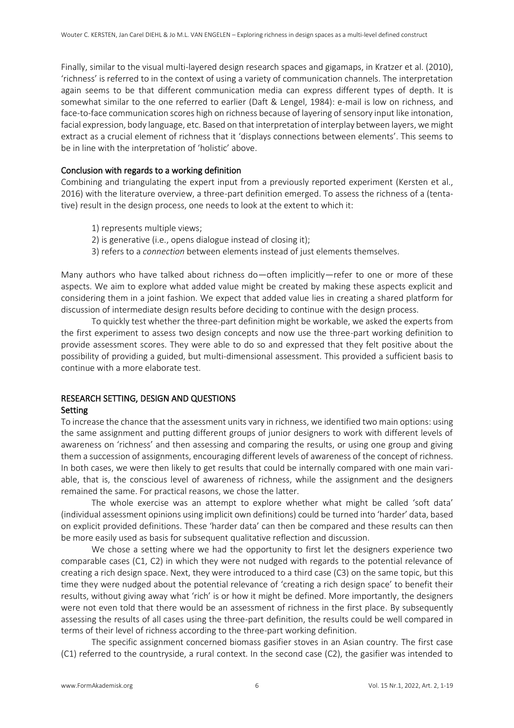Finally, similar to the visual multi-layered design research spaces and gigamaps, in Kratzer et al. (2010), 'richness' is referred to in the context of using a variety of communication channels. The interpretation again seems to be that different communication media can express different types of depth. It is somewhat similar to the one referred to earlier (Daft & Lengel, 1984): e-mail is low on richness, and face-to-face communication scores high on richness because of layering of sensory input like intonation, facial expression, body language, etc. Based on that interpretation of interplay between layers, we might extract as a crucial element of richness that it 'displays connections between elements'. This seems to be in line with the interpretation of 'holistic' above.

### Conclusion with regards to a working definition

Combining and triangulating the expert input from a previously reported experiment (Kersten et al., 2016) with the literature overview, a three-part definition emerged. To assess the richness of a (tentative) result in the design process, one needs to look at the extent to which it:

1) represents multiple views;
2) is generative (i.e., opens dialogue instead of closing it);
3) refers to a *connection* between elements instead of just elements themselves.

Many authors who have talked about richness do—often implicitly—refer to one or more of these aspects. We aim to explore what added value might be created by making these aspects explicit and considering them in a joint fashion. We expect that added value lies in creating a shared platform for discussion of intermediate design results before deciding to continue with the design process.

To quickly test whether the three-part definition might be workable, we asked the experts from the first experiment to assess two design concepts and now use the three-part working definition to provide assessment scores. They were able to do so and expressed that they felt positive about the possibility of providing a guided, but multi-dimensional assessment. This provided a sufficient basis to continue with a more elaborate test.

## RESEARCH SETTING, DESIGN AND QUESTIONS

### Setting

To increase the chance that the assessment units vary in richness, we identified two main options: using the same assignment and putting different groups of junior designers to work with different levels of awareness on 'richness' and then assessing and comparing the results, or using one group and giving them a succession of assignments, encouraging different levels of awareness of the concept of richness. In both cases, we were then likely to get results that could be internally compared with one main variable, that is, the conscious level of awareness of richness, while the assignment and the designers remained the same. For practical reasons, we chose the latter.

The whole exercise was an attempt to explore whether what might be called 'soft data' (individual assessment opinions using implicit own definitions) could be turned into 'harder' data, based on explicit provided definitions. These 'harder data' can then be compared and these results can then be more easily used as basis for subsequent qualitative reflection and discussion.

We chose a setting where we had the opportunity to first let the designers experience two comparable cases (C1, C2) in which they were not nudged with regards to the potential relevance of creating a rich design space. Next, they were introduced to a third case (C3) on the same topic, but this time they were nudged about the potential relevance of 'creating a rich design space' to benefit their results, without giving away what 'rich' is or how it might be defined. More importantly, the designers were not even told that there would be an assessment of richness in the first place. By subsequently assessing the results of all cases using the three-part definition, the results could be well compared in terms of their level of richness according to the three-part working definition.

The specific assignment concerned biomass gasifier stoves in an Asian country. The first case (C1) referred to the countryside, a rural context. In the second case (C2), the gasifier was intended to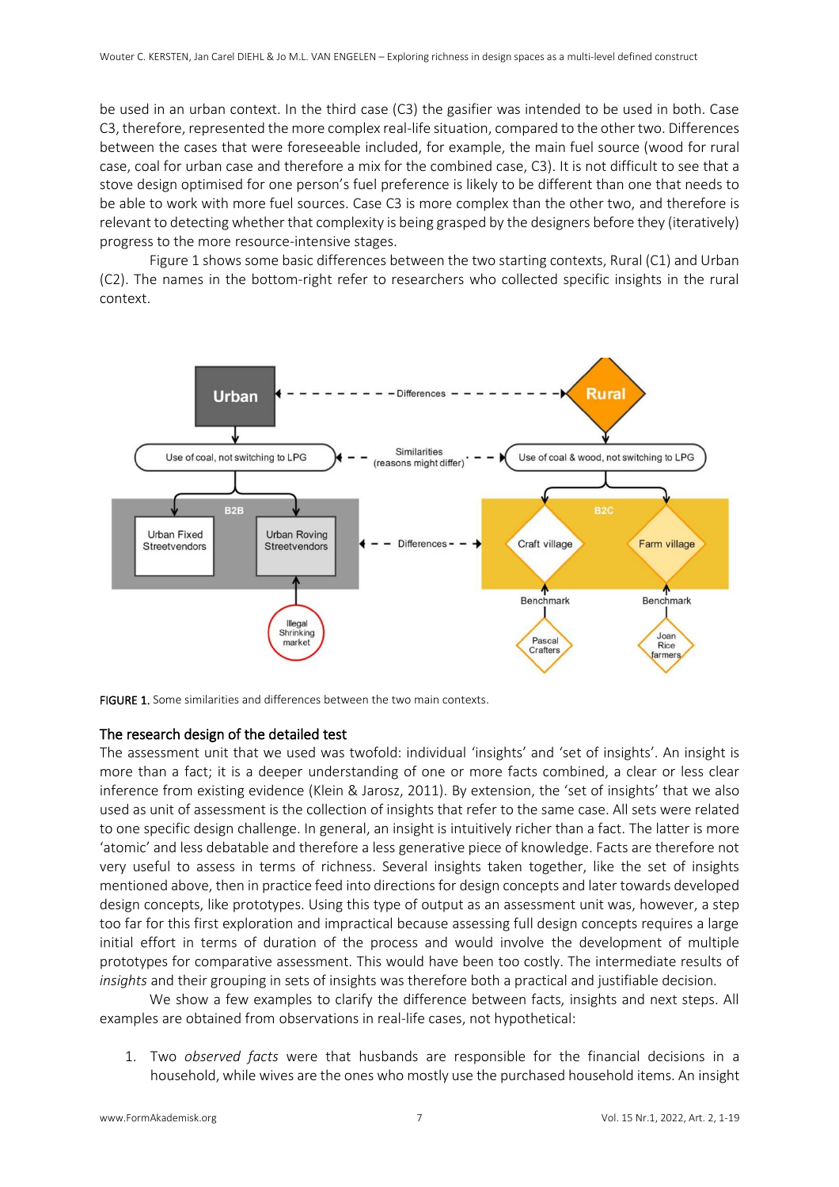be used in an urban context. In the third case (C3) the gasifier was intended to be used in both. Case C3, therefore, represented the more complex real-life situation, compared to the other two. Differences between the cases that were foreseeable included, for example, the main fuel source (wood for rural case, coal for urban case and therefore a mix for the combined case, C3). It is not difficult to see that a stove design optimised for one person's fuel preference is likely to be different than one that needs to be able to work with more fuel sources. Case C3 is more complex than the other two, and therefore is relevant to detecting whether that complexity is being grasped by the designers before they (iteratively) progress to the more resource-intensive stages.

Figure 1 shows some basic differences between the two starting contexts, Rural (C1) and Urban (C2). The names in the bottom-right refer to researchers who collected specific insights in the rural context.

FIGURE 1. Some similarities and differences between the two main contexts.

### The research design of the detailed test

The assessment unit that we used was twofold: individual 'insights' and 'set of insights'. An insight is more than a fact; it is a deeper understanding of one or more facts combined, a clear or less clear inference from existing evidence (Klein & Jarosz, 2011). By extension, the 'set of insights' that we also used as unit of assessment is the collection of insights that refer to the same case. All sets were related to one specific design challenge. In general, an insight is intuitively richer than a fact. The latter is more 'atomic' and less debatable and therefore a less generative piece of knowledge. Facts are therefore not very useful to assess in terms of richness. Several insights taken together, like the set of insights mentioned above, then in practice feed into directions for design concepts and later towards developed design concepts, like prototypes. Using this type of output as an assessment unit was, however, a step too far for this first exploration and impractical because assessing full design concepts requires a large initial effort in terms of duration of the process and would involve the development of multiple prototypes for comparative assessment. This would have been too costly. The intermediate results of *insights* and their grouping in sets of insights was therefore both a practical and justifiable decision.

We show a few examples to clarify the difference between facts, insights and next steps. All examples are obtained from observations in real-life cases, not hypothetical:

1. Two *observed facts* were that husbands are responsible for the financial decisions in a household, while wives are the ones who mostly use the purchased household items. An insight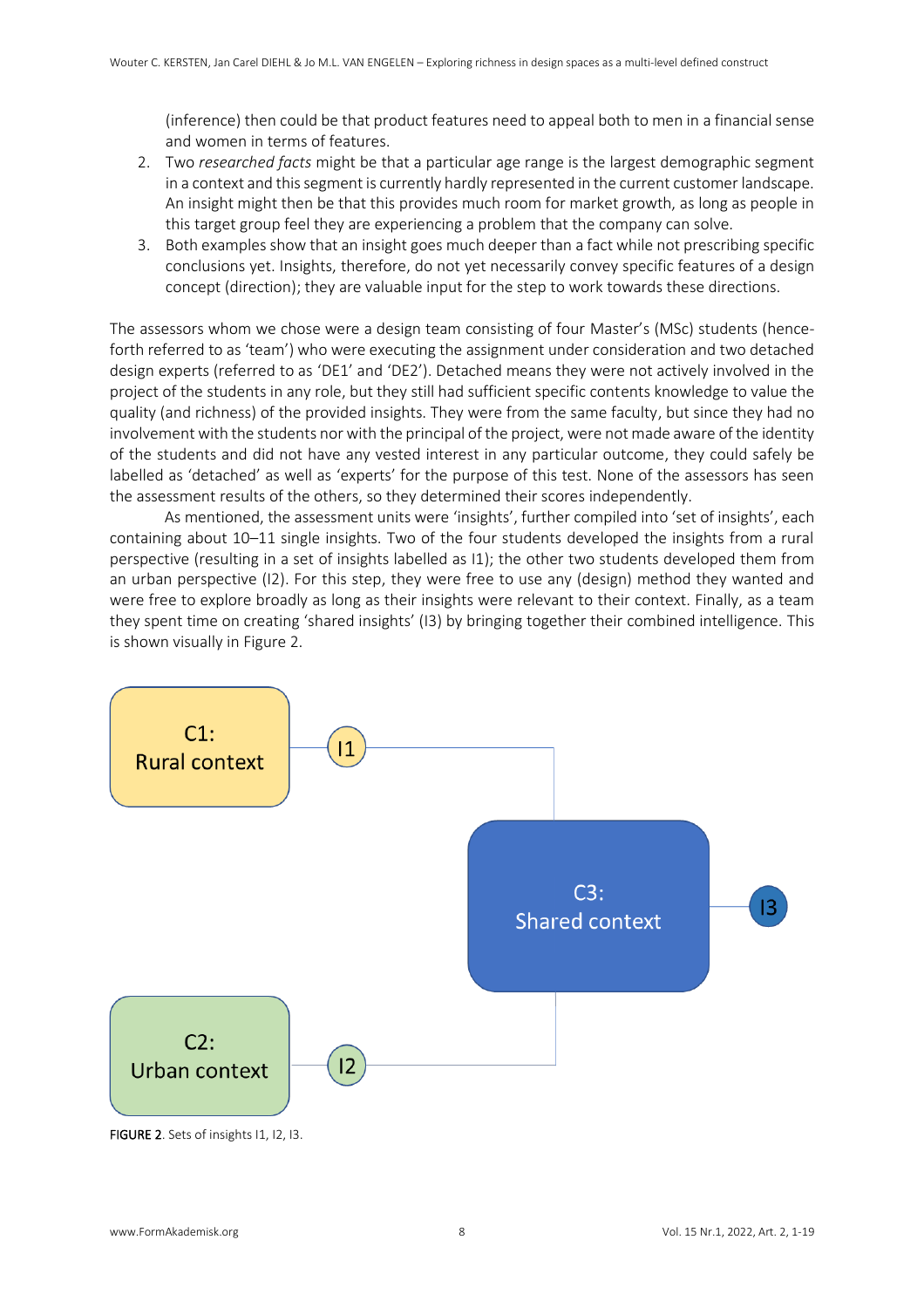(inference) then could be that product features need to appeal both to men in a financial sense and women in terms of features.

2. Two *researched facts* might be that a particular age range is the largest demographic segment in a context and this segment is currently hardly represented in the current customer landscape. An insight might then be that this provides much room for market growth, as long as people in this target group feel they are experiencing a problem that the company can solve.
3. Both examples show that an insight goes much deeper than a fact while not prescribing specific conclusions yet. Insights, therefore, do not yet necessarily convey specific features of a design concept (direction); they are valuable input for the step to work towards these directions.

The assessors whom we chose were a design team consisting of four Master's (MSc) students (henceforth referred to as 'team') who were executing the assignment under consideration and two detached design experts (referred to as 'DE1' and 'DE2'). Detached means they were not actively involved in the project of the students in any role, but they still had sufficient specific contents knowledge to value the quality (and richness) of the provided insights. They were from the same faculty, but since they had no involvement with the students nor with the principal of the project, were not made aware of the identity of the students and did not have any vested interest in any particular outcome, they could safely be labelled as 'detached' as well as 'experts' for the purpose of this test. None of the assessors has seen the assessment results of the others, so they determined their scores independently.

As mentioned, the assessment units were 'insights', further compiled into 'set of insights', each containing about 10–11 single insights. Two of the four students developed the insights from a rural perspective (resulting in a set of insights labelled as I1); the other two students developed them from an urban perspective (I2). For this step, they were free to use any (design) method they wanted and were free to explore broadly as long as their insights were relevant to their context. Finally, as a team they spent time on creating 'shared insights' (I3) by bringing together their combined intelligence. This is shown visually in Figure 2.

C1: Rural context → I1

C2: Urban context → I2

C3: Shared context → I3

FIGURE 2. Sets of insights I1, I2, I3.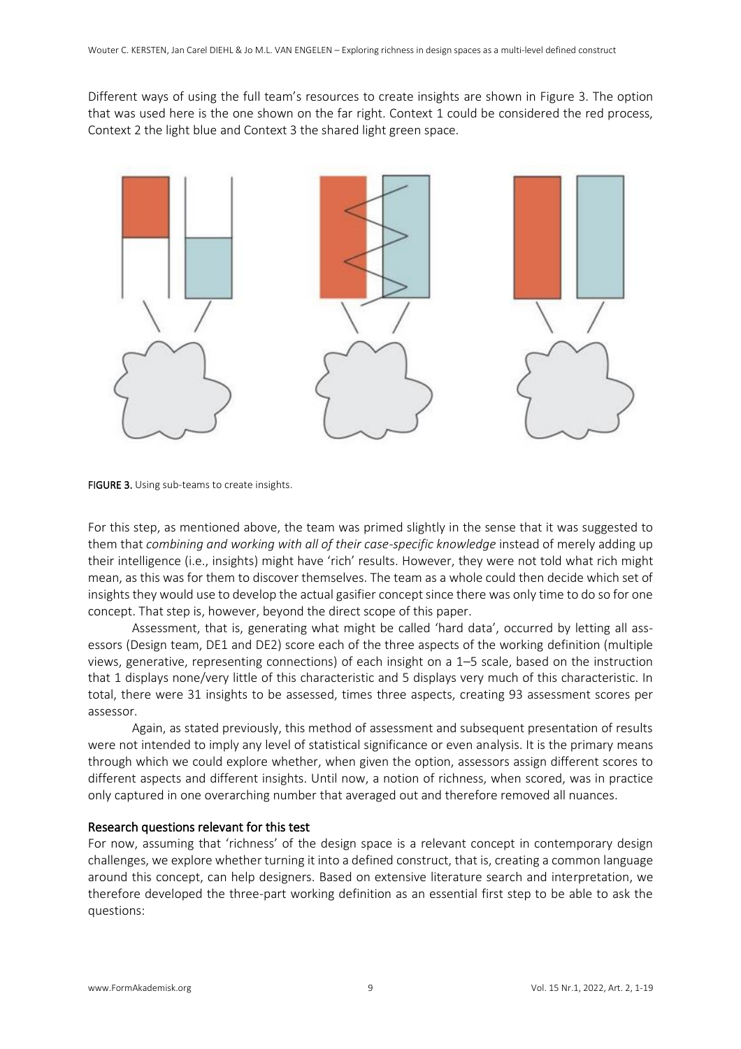Different ways of using the full team's resources to create insights are shown in Figure 3. The option that was used here is the one shown on the far right. Context 1 could be considered the red process, Context 2 the light blue and Context 3 the shared light green space.

**FIGURE 3.** Using sub-teams to create insights.

For this step, as mentioned above, the team was primed slightly in the sense that it was suggested to them that *combining and working with all of their case-specific knowledge* instead of merely adding up their intelligence (i.e., insights) might have 'rich' results. However, they were not told what rich might mean, as this was for them to discover themselves. The team as a whole could then decide which set of insights they would use to develop the actual gasifier concept since there was only time to do so for one concept. That step is, however, beyond the direct scope of this paper.

Assessment, that is, generating what might be called 'hard data', occurred by letting all assessors (Design team, DE1 and DE2) score each of the three aspects of the working definition (multiple views, generative, representing connections) of each insight on a 1–5 scale, based on the instruction that 1 displays none/very little of this characteristic and 5 displays very much of this characteristic. In total, there were 31 insights to be assessed, times three aspects, creating 93 assessment scores per assessor.

Again, as stated previously, this method of assessment and subsequent presentation of results were not intended to imply any level of statistical significance or even analysis. It is the primary means through which we could explore whether, when given the option, assessors assign different scores to different aspects and different insights. Until now, a notion of richness, when scored, was in practice only captured in one overarching number that averaged out and therefore removed all nuances.

### Research questions relevant for this test

For now, assuming that 'richness' of the design space is a relevant concept in contemporary design challenges, we explore whether turning it into a defined construct, that is, creating a common language around this concept, can help designers. Based on extensive literature search and interpretation, we therefore developed the three-part working definition as an essential first step to be able to ask the questions: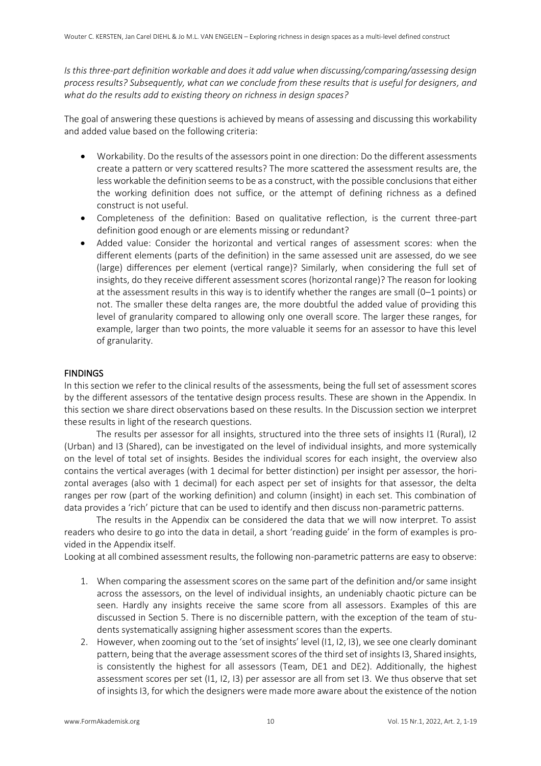*Is this three-part definition workable and does it add value when discussing/comparing/assessing design process results? Subsequently, what can we conclude from these results that is useful for designers, and what do the results add to existing theory on richness in design spaces?*

The goal of answering these questions is achieved by means of assessing and discussing this workability and added value based on the following criteria:

- Workability. Do the results of the assessors point in one direction: Do the different assessments create a pattern or very scattered results? The more scattered the assessment results are, the less workable the definition seems to be as a construct, with the possible conclusions that either the working definition does not suffice, or the attempt of defining richness as a defined construct is not useful.
- Completeness of the definition: Based on qualitative reflection, is the current three-part definition good enough or are elements missing or redundant?
- Added value: Consider the horizontal and vertical ranges of assessment scores: when the different elements (parts of the definition) in the same assessed unit are assessed, do we see (large) differences per element (vertical range)? Similarly, when considering the full set of insights, do they receive different assessment scores (horizontal range)? The reason for looking at the assessment results in this way is to identify whether the ranges are small (0–1 points) or not. The smaller these delta ranges are, the more doubtful the added value of providing this level of granularity compared to allowing only one overall score. The larger these ranges, for example, larger than two points, the more valuable it seems for an assessor to have this level of granularity.

## FINDINGS

In this section we refer to the clinical results of the assessments, being the full set of assessment scores by the different assessors of the tentative design process results. These are shown in the Appendix. In this section we share direct observations based on these results. In the Discussion section we interpret these results in light of the research questions.

The results per assessor for all insights, structured into the three sets of insights I1 (Rural), I2 (Urban) and I3 (Shared), can be investigated on the level of individual insights, and more systemically on the level of total set of insights. Besides the individual scores for each insight, the overview also contains the vertical averages (with 1 decimal for better distinction) per insight per assessor, the horizontal averages (also with 1 decimal) for each aspect per set of insights for that assessor, the delta ranges per row (part of the working definition) and column (insight) in each set. This combination of data provides a 'rich' picture that can be used to identify and then discuss non-parametric patterns.

The results in the Appendix can be considered the data that we will now interpret. To assist readers who desire to go into the data in detail, a short 'reading guide' in the form of examples is provided in the Appendix itself.

Looking at all combined assessment results, the following non-parametric patterns are easy to observe:

1. When comparing the assessment scores on the same part of the definition and/or same insight across the assessors, on the level of individual insights, an undeniably chaotic picture can be seen. Hardly any insights receive the same score from all assessors. Examples of this are discussed in Section 5. There is no discernible pattern, with the exception of the team of students systematically assigning higher assessment scores than the experts.
2. However, when zooming out to the 'set of insights' level (I1, I2, I3), we see one clearly dominant pattern, being that the average assessment scores of the third set of insights I3, Shared insights, is consistently the highest for all assessors (Team, DE1 and DE2). Additionally, the highest assessment scores per set (I1, I2, I3) per assessor are all from set I3. We thus observe that set of insights I3, for which the designers were made more aware about the existence of the notion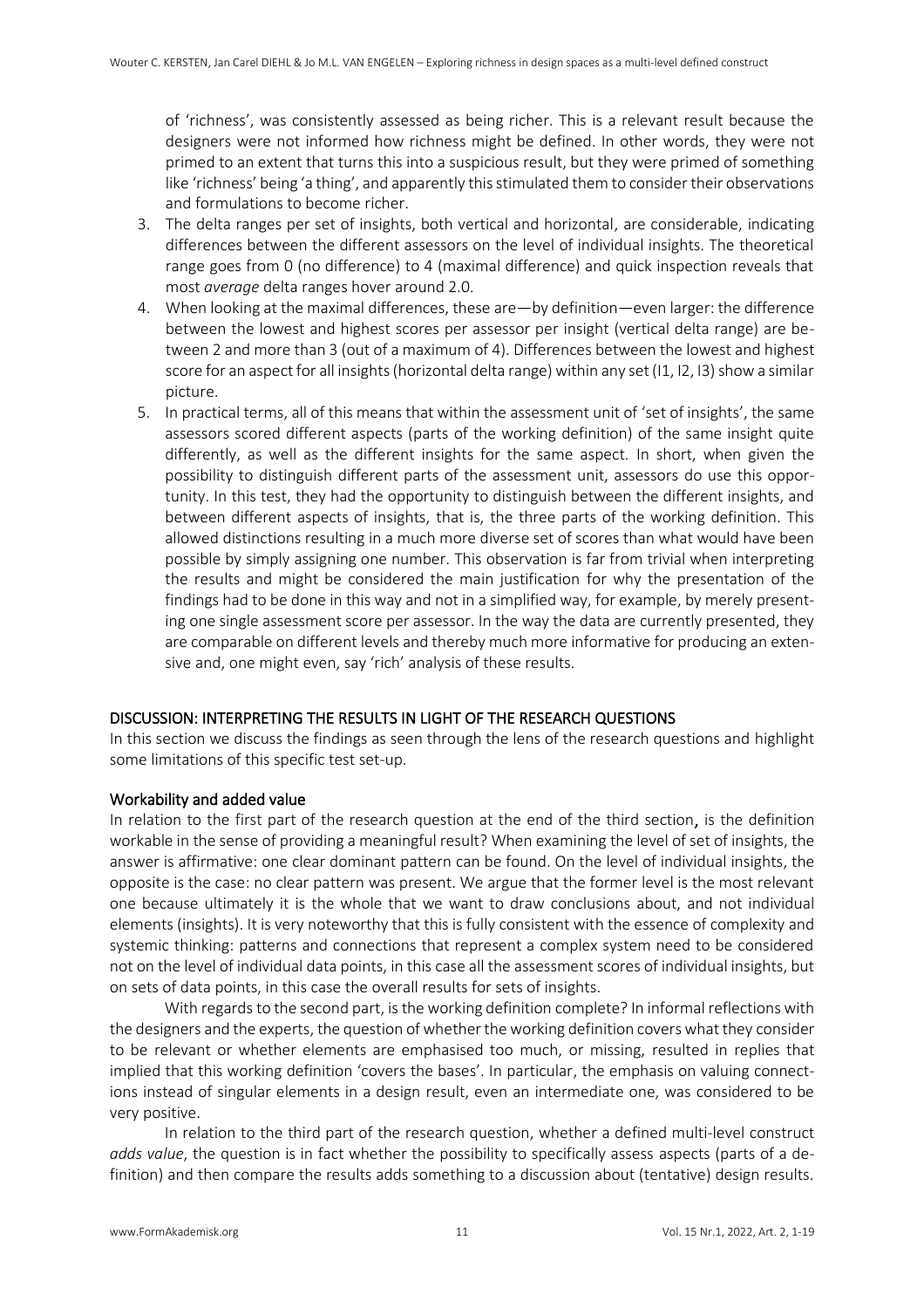of 'richness', was consistently assessed as being richer. This is a relevant result because the designers were not informed how richness might be defined. In other words, they were not primed to an extent that turns this into a suspicious result, but they were primed of something like 'richness' being 'a thing', and apparently this stimulated them to consider their observations and formulations to become richer.

3. The delta ranges per set of insights, both vertical and horizontal, are considerable, indicating differences between the different assessors on the level of individual insights. The theoretical range goes from 0 (no difference) to 4 (maximal difference) and quick inspection reveals that most *average* delta ranges hover around 2.0.
4. When looking at the maximal differences, these are—by definition—even larger: the difference between the lowest and highest scores per assessor per insight (vertical delta range) are between 2 and more than 3 (out of a maximum of 4). Differences between the lowest and highest score for an aspect for all insights (horizontal delta range) within any set (I1, I2, I3) show a similar picture.
5. In practical terms, all of this means that within the assessment unit of 'set of insights', the same assessors scored different aspects (parts of the working definition) of the same insight quite differently, as well as the different insights for the same aspect. In short, when given the possibility to distinguish different parts of the assessment unit, assessors do use this opportunity. In this test, they had the opportunity to distinguish between the different insights, and between different aspects of insights, that is, the three parts of the working definition. This allowed distinctions resulting in a much more diverse set of scores than what would have been possible by simply assigning one number. This observation is far from trivial when interpreting the results and might be considered the main justification for why the presentation of the findings had to be done in this way and not in a simplified way, for example, by merely presenting one single assessment score per assessor. In the way the data are currently presented, they are comparable on different levels and thereby much more informative for producing an extensive and, one might even, say 'rich' analysis of these results.

## DISCUSSION: INTERPRETING THE RESULTS IN LIGHT OF THE RESEARCH QUESTIONS

In this section we discuss the findings as seen through the lens of the research questions and highlight some limitations of this specific test set-up.

### Workability and added value

In relation to the first part of the research question at the end of the third section**,** is the definition workable in the sense of providing a meaningful result? When examining the level of set of insights, the answer is affirmative: one clear dominant pattern can be found. On the level of individual insights, the opposite is the case: no clear pattern was present. We argue that the former level is the most relevant one because ultimately it is the whole that we want to draw conclusions about, and not individual elements (insights). It is very noteworthy that this is fully consistent with the essence of complexity and systemic thinking: patterns and connections that represent a complex system need to be considered not on the level of individual data points, in this case all the assessment scores of individual insights, but on sets of data points, in this case the overall results for sets of insights.

With regards to the second part, is the working definition complete? In informal reflections with the designers and the experts, the question of whether the working definition covers what they consider to be relevant or whether elements are emphasised too much, or missing, resulted in replies that implied that this working definition 'covers the bases'. In particular, the emphasis on valuing connections instead of singular elements in a design result, even an intermediate one, was considered to be very positive.

In relation to the third part of the research question, whether a defined multi-level construct *adds value*, the question is in fact whether the possibility to specifically assess aspects (parts of a definition) and then compare the results adds something to a discussion about (tentative) design results.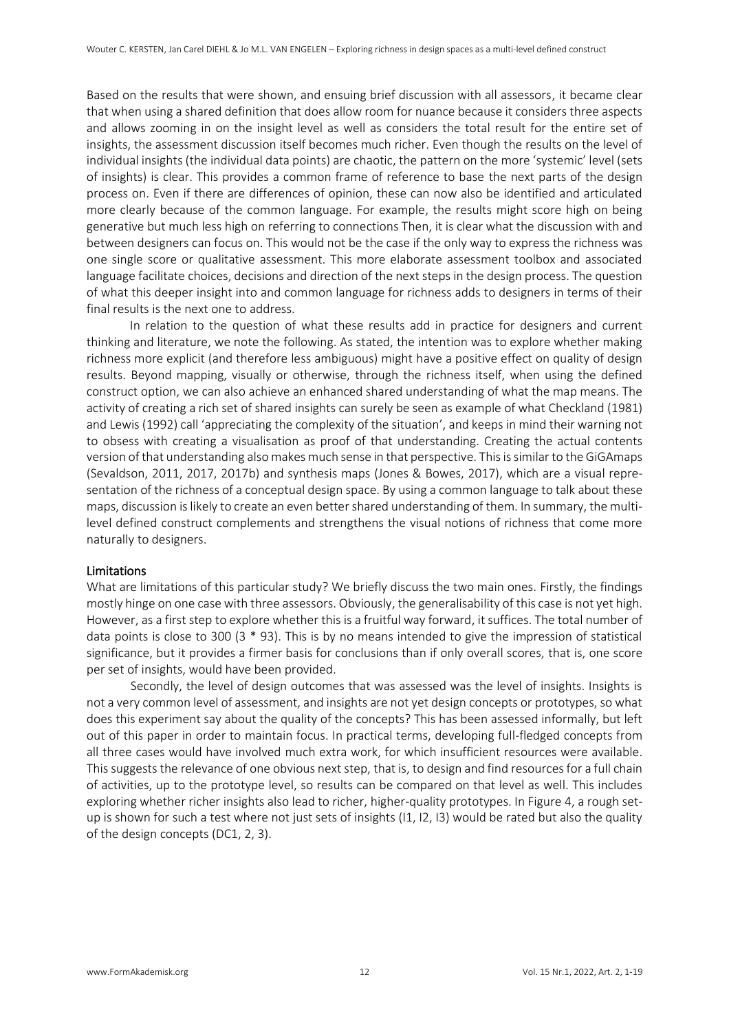Based on the results that were shown, and ensuing brief discussion with all assessors, it became clear that when using a shared definition that does allow room for nuance because it considers three aspects and allows zooming in on the insight level as well as considers the total result for the entire set of insights, the assessment discussion itself becomes much richer. Even though the results on the level of individual insights (the individual data points) are chaotic, the pattern on the more 'systemic' level (sets of insights) is clear. This provides a common frame of reference to base the next parts of the design process on. Even if there are differences of opinion, these can now also be identified and articulated more clearly because of the common language. For example, the results might score high on being generative but much less high on referring to connections Then, it is clear what the discussion with and between designers can focus on. This would not be the case if the only way to express the richness was one single score or qualitative assessment. This more elaborate assessment toolbox and associated language facilitate choices, decisions and direction of the next steps in the design process. The question of what this deeper insight into and common language for richness adds to designers in terms of their final results is the next one to address.

In relation to the question of what these results add in practice for designers and current thinking and literature, we note the following. As stated, the intention was to explore whether making richness more explicit (and therefore less ambiguous) might have a positive effect on quality of design results. Beyond mapping, visually or otherwise, through the richness itself, when using the defined construct option, we can also achieve an enhanced shared understanding of what the map means. The activity of creating a rich set of shared insights can surely be seen as example of what Checkland (1981) and Lewis (1992) call 'appreciating the complexity of the situation', and keeps in mind their warning not to obsess with creating a visualisation as proof of that understanding. Creating the actual contents version of that understanding also makes much sense in that perspective. This is similar to the GiGAmaps (Sevaldson, 2011, 2017, 2017b) and synthesis maps (Jones & Bowes, 2017), which are a visual representation of the richness of a conceptual design space. By using a common language to talk about these maps, discussion is likely to create an even better shared understanding of them. In summary, the multi-level defined construct complements and strengthens the visual notions of richness that come more naturally to designers.

## Limitations

What are limitations of this particular study? We briefly discuss the two main ones. Firstly, the findings mostly hinge on one case with three assessors. Obviously, the generalisability of this case is not yet high. However, as a first step to explore whether this is a fruitful way forward, it suffices. The total number of data points is close to 300 (3 * 93). This is by no means intended to give the impression of statistical significance, but it provides a firmer basis for conclusions than if only overall scores, that is, one score per set of insights, would have been provided.

Secondly, the level of design outcomes that was assessed was the level of insights. Insights is not a very common level of assessment, and insights are not yet design concepts or prototypes, so what does this experiment say about the quality of the concepts? This has been assessed informally, but left out of this paper in order to maintain focus. In practical terms, developing full-fledged concepts from all three cases would have involved much extra work, for which insufficient resources were available. This suggests the relevance of one obvious next step, that is, to design and find resources for a full chain of activities, up to the prototype level, so results can be compared on that level as well. This includes exploring whether richer insights also lead to richer, higher-quality prototypes. In Figure 4, a rough set-up is shown for such a test where not just sets of insights (I1, I2, I3) would be rated but also the quality of the design concepts (DC1, 2, 3).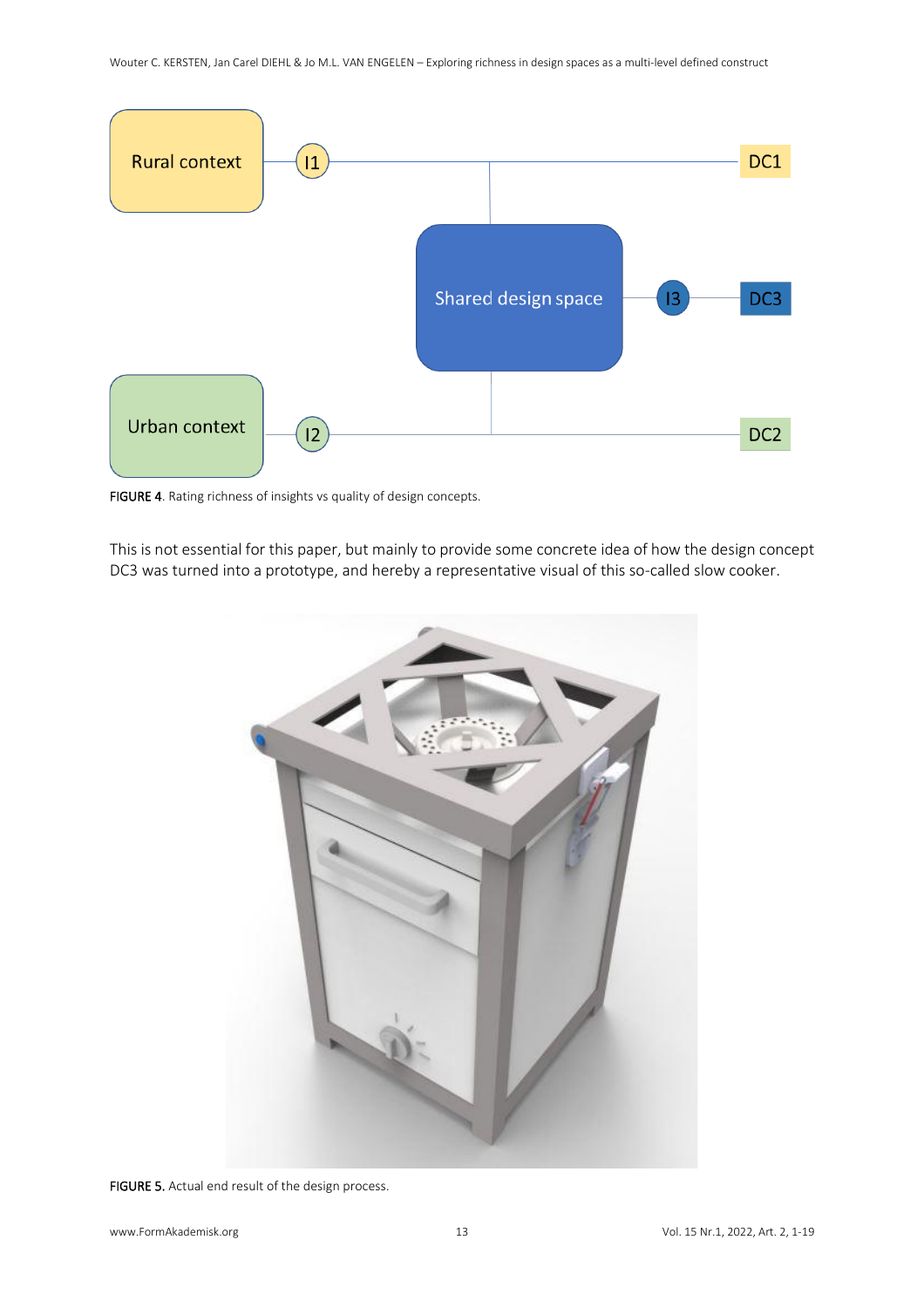FIGURE 4. Rating richness of insights vs quality of design concepts.

This is not essential for this paper, but mainly to provide some concrete idea of how the design concept DC3 was turned into a prototype, and hereby a representative visual of this so-called slow cooker.

FIGURE 5. Actual end result of the design process.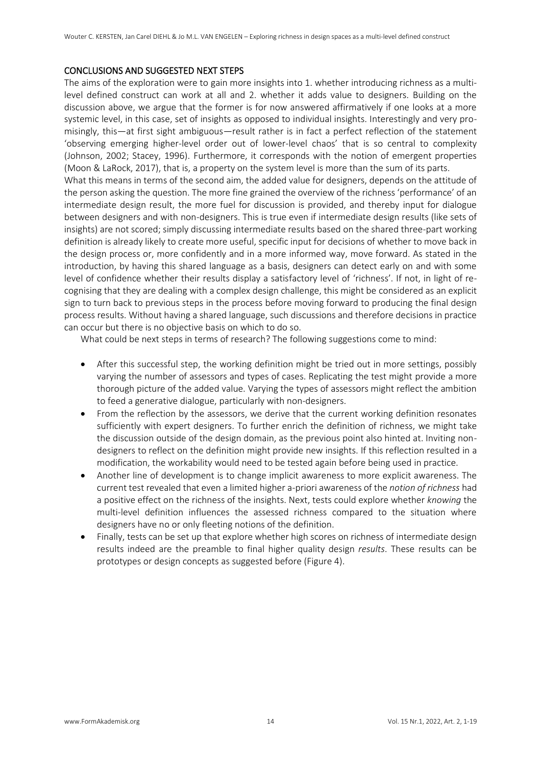## CONCLUSIONS AND SUGGESTED NEXT STEPS

The aims of the exploration were to gain more insights into 1. whether introducing richness as a multi-level defined construct can work at all and 2. whether it adds value to designers. Building on the discussion above, we argue that the former is for now answered affirmatively if one looks at a more systemic level, in this case, set of insights as opposed to individual insights. Interestingly and very promisingly, this—at first sight ambiguous—result rather is in fact a perfect reflection of the statement 'observing emerging higher-level order out of lower-level chaos' that is so central to complexity (Johnson, 2002; Stacey, 1996). Furthermore, it corresponds with the notion of emergent properties (Moon & LaRock, 2017), that is, a property on the system level is more than the sum of its parts.

What this means in terms of the second aim, the added value for designers, depends on the attitude of the person asking the question. The more fine grained the overview of the richness 'performance' of an intermediate design result, the more fuel for discussion is provided, and thereby input for dialogue between designers and with non-designers. This is true even if intermediate design results (like sets of insights) are not scored; simply discussing intermediate results based on the shared three-part working definition is already likely to create more useful, specific input for decisions of whether to move back in the design process or, more confidently and in a more informed way, move forward. As stated in the introduction, by having this shared language as a basis, designers can detect early on and with some level of confidence whether their results display a satisfactory level of 'richness'. If not, in light of recognising that they are dealing with a complex design challenge, this might be considered as an explicit sign to turn back to previous steps in the process before moving forward to producing the final design process results. Without having a shared language, such discussions and therefore decisions in practice can occur but there is no objective basis on which to do so.

What could be next steps in terms of research? The following suggestions come to mind:

- After this successful step, the working definition might be tried out in more settings, possibly varying the number of assessors and types of cases. Replicating the test might provide a more thorough picture of the added value. Varying the types of assessors might reflect the ambition to feed a generative dialogue, particularly with non-designers.
- From the reflection by the assessors, we derive that the current working definition resonates sufficiently with expert designers. To further enrich the definition of richness, we might take the discussion outside of the design domain, as the previous point also hinted at. Inviting non-designers to reflect on the definition might provide new insights. If this reflection resulted in a modification, the workability would need to be tested again before being used in practice.
- Another line of development is to change implicit awareness to more explicit awareness. The current test revealed that even a limited higher a-priori awareness of the *notion of richness* had a positive effect on the richness of the insights. Next, tests could explore whether *knowing* the multi-level definition influences the assessed richness compared to the situation where designers have no or only fleeting notions of the definition.
- Finally, tests can be set up that explore whether high scores on richness of intermediate design results indeed are the preamble to final higher quality design *results*. These results can be prototypes or design concepts as suggested before (Figure 4).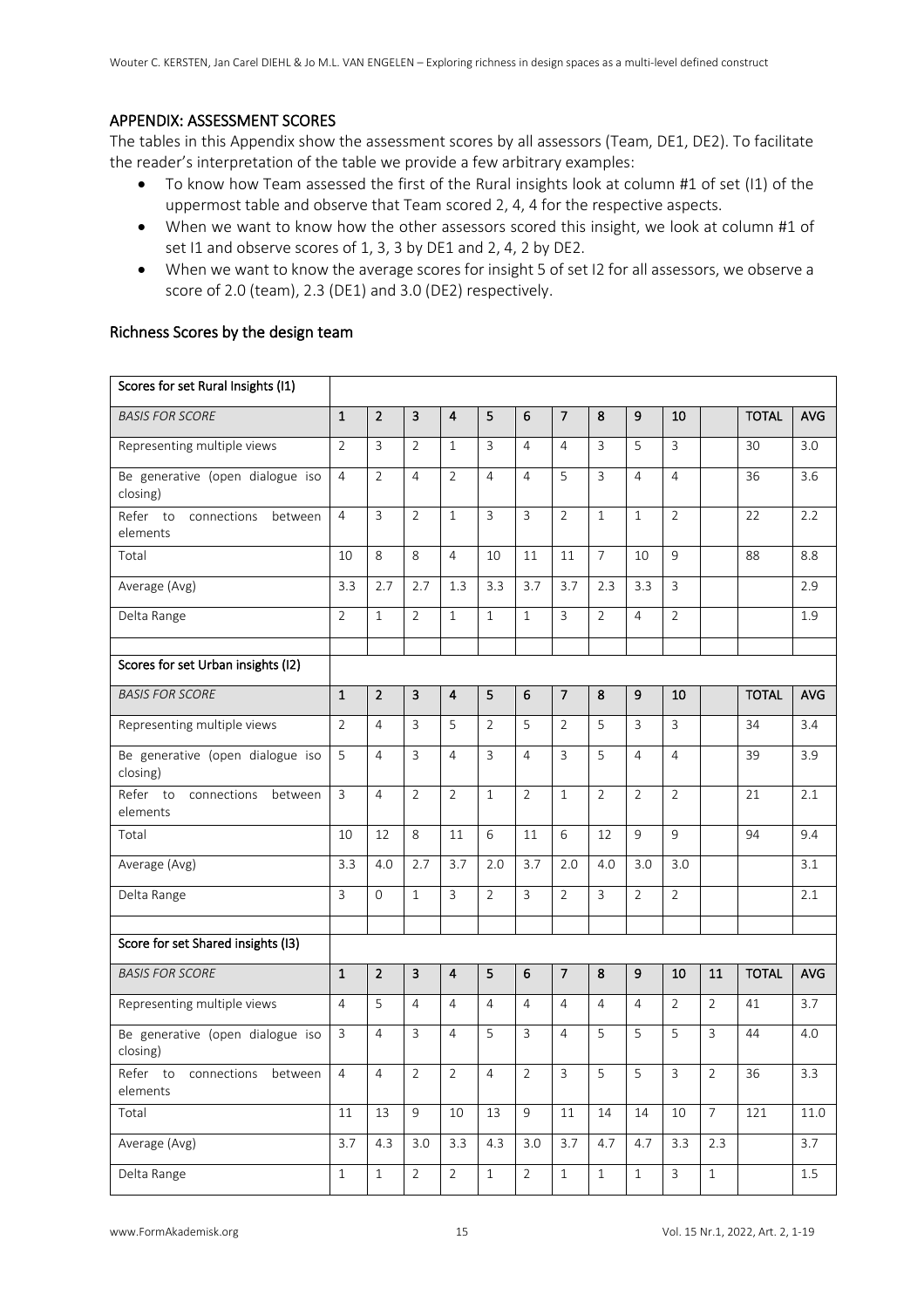## APPENDIX: ASSESSMENT SCORES

The tables in this Appendix show the assessment scores by all assessors (Team, DE1, DE2). To facilitate the reader's interpretation of the table we provide a few arbitrary examples:

- To know how Team assessed the first of the Rural insights look at column #1 of set (I1) of the uppermost table and observe that Team scored 2, 4, 4 for the respective aspects.
- When we want to know how the other assessors scored this insight, we look at column #1 of set I1 and observe scores of 1, 3, 3 by DE1 and 2, 4, 2 by DE2.
- When we want to know the average scores for insight 5 of set I2 for all assessors, we observe a score of 2.0 (team), 2.3 (DE1) and 3.0 (DE2) respectively.

### Richness Scores by the design team

| Scores for set Rural Insights (I1) | | | | | | | | | | | | | |
|---|---|---|---|---|---|---|---|---|---|---|---|---|---|
| *BASIS FOR SCORE* | 1 | 2 | 3 | 4 | 5 | 6 | 7 | 8 | 9 | 10 | | TOTAL | AVG |
| Representing multiple views | 2 | 3 | 2 | 1 | 3 | 4 | 4 | 3 | 5 | 3 | | 30 | 3.0 |
| Be generative (open dialogue iso closing) | 4 | 2 | 4 | 2 | 4 | 4 | 5 | 3 | 4 | 4 | | 36 | 3.6 |
| Refer to connections between elements | 4 | 3 | 2 | 1 | 3 | 3 | 2 | 1 | 1 | 2 | | 22 | 2.2 |
| Total | 10 | 8 | 8 | 4 | 10 | 11 | 11 | 7 | 10 | 9 | | 88 | 8.8 |
| Average (Avg) | 3.3 | 2.7 | 2.7 | 1.3 | 3.3 | 3.7 | 3.7 | 2.3 | 3.3 | 3 | | | 2.9 |
| Delta Range | 2 | 1 | 2 | 1 | 1 | 1 | 3 | 2 | 4 | 2 | | | 1.9 |
| | | | | | | | | | | | | | |
| **Scores for set Urban insights (I2)** | | | | | | | | | | | | | |
| *BASIS FOR SCORE* | 1 | 2 | 3 | 4 | 5 | 6 | 7 | 8 | 9 | 10 | | TOTAL | AVG |
| Representing multiple views | 2 | 4 | 3 | 5 | 2 | 5 | 2 | 5 | 3 | 3 | | 34 | 3.4 |
| Be generative (open dialogue iso closing) | 5 | 4 | 3 | 4 | 3 | 4 | 3 | 5 | 4 | 4 | | 39 | 3.9 |
| Refer to connections between elements | 3 | 4 | 2 | 2 | 1 | 2 | 1 | 2 | 2 | 2 | | 21 | 2.1 |
| Total | 10 | 12 | 8 | 11 | 6 | 11 | 6 | 12 | 9 | 9 | | 94 | 9.4 |
| Average (Avg) | 3.3 | 4.0 | 2.7 | 3.7 | 2.0 | 3.7 | 2.0 | 4.0 | 3.0 | 3.0 | | | 3.1 |
| Delta Range | 3 | 0 | 1 | 3 | 2 | 3 | 2 | 3 | 2 | 2 | | | 2.1 |
| | | | | | | | | | | | | | |
| **Score for set Shared insights (I3)** | | | | | | | | | | | | | |
| *BASIS FOR SCORE* | 1 | 2 | 3 | 4 | 5 | 6 | 7 | 8 | 9 | 10 | 11 | TOTAL | AVG |
| Representing multiple views | 4 | 5 | 4 | 4 | 4 | 4 | 4 | 4 | 4 | 2 | 2 | 41 | 3.7 |
| Be generative (open dialogue iso closing) | 3 | 4 | 3 | 4 | 5 | 3 | 4 | 5 | 5 | 5 | 3 | 44 | 4.0 |
| Refer to connections between elements | 4 | 4 | 2 | 2 | 4 | 2 | 3 | 5 | 5 | 3 | 2 | 36 | 3.3 |
| Total | 11 | 13 | 9 | 10 | 13 | 9 | 11 | 14 | 14 | 10 | 7 | 121 | 11.0 |
| Average (Avg) | 3.7 | 4.3 | 3.0 | 3.3 | 4.3 | 3.0 | 3.7 | 4.7 | 4.7 | 3.3 | 2.3 | | 3.7 |
| Delta Range | 1 | 1 | 2 | 2 | 1 | 2 | 1 | 1 | 1 | 3 | 1 | | 1.5 |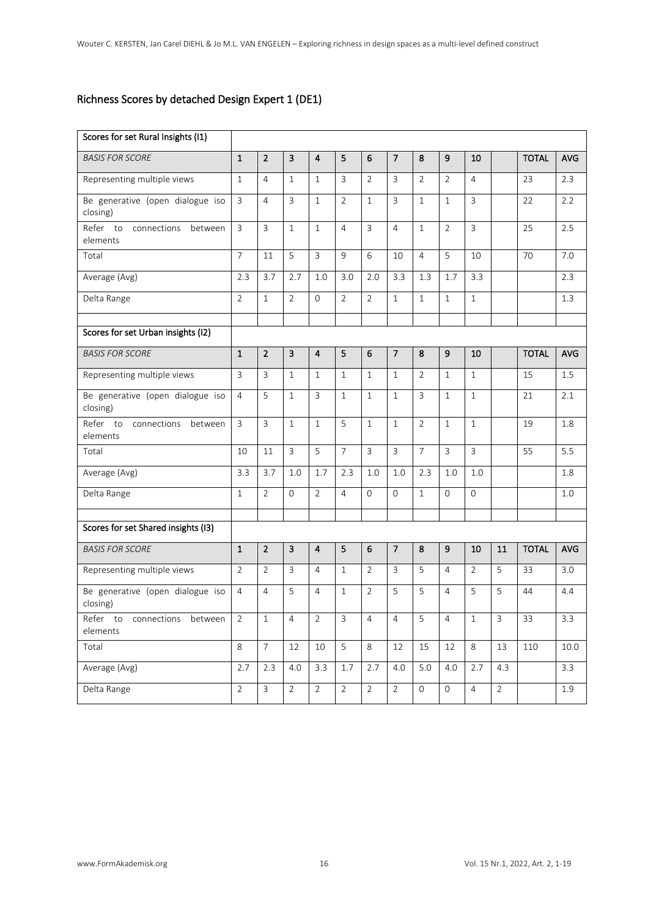## Richness Scores by detached Design Expert 1 (DE1)

| Scores for set Rural Insights (I1) | | | | | | | | | | | | | |
|---|---|---|---|---|---|---|---|---|---|---|---|---|---|
| *BASIS FOR SCORE* | **1** | **2** | **3** | **4** | **5** | **6** | **7** | **8** | **9** | **10** | | **TOTAL** | **AVG** |
| Representing multiple views | 1 | 4 | 1 | 1 | 3 | 2 | 3 | 2 | 2 | 4 | | 23 | 2.3 |
| Be generative (open dialogue iso closing) | 3 | 4 | 3 | 1 | 2 | 1 | 3 | 1 | 1 | 3 | | 22 | 2.2 |
| Refer to connections between elements | 3 | 3 | 1 | 1 | 4 | 3 | 4 | 1 | 2 | 3 | | 25 | 2.5 |
| Total | 7 | 11 | 5 | 3 | 9 | 6 | 10 | 4 | 5 | 10 | | 70 | 7.0 |
| Average (Avg) | 2.3 | 3.7 | 2.7 | 1.0 | 3.0 | 2.0 | 3.3 | 1.3 | 1.7 | 3.3 | | | 2.3 |
| Delta Range | 2 | 1 | 2 | 0 | 2 | 2 | 1 | 1 | 1 | 1 | | | 1.3 |

| Scores for set Urban insights (I2) | | | | | | | | | | | | | |
|---|---|---|---|---|---|---|---|---|---|---|---|---|---|
| *BASIS FOR SCORE* | **1** | **2** | **3** | **4** | **5** | **6** | **7** | **8** | **9** | **10** | | **TOTAL** | **AVG** |
| Representing multiple views | 3 | 3 | 1 | 1 | 1 | 1 | 1 | 2 | 1 | 1 | | 15 | 1.5 |
| Be generative (open dialogue iso closing) | 4 | 5 | 1 | 3 | 1 | 1 | 1 | 3 | 1 | 1 | | 21 | 2.1 |
| Refer to connections between elements | 3 | 3 | 1 | 1 | 5 | 1 | 1 | 2 | 1 | 1 | | 19 | 1.8 |
| Total | 10 | 11 | 3 | 5 | 7 | 3 | 3 | 7 | 3 | 3 | | 55 | 5.5 |
| Average (Avg) | 3.3 | 3.7 | 1.0 | 1.7 | 2.3 | 1.0 | 1.0 | 2.3 | 1.0 | 1.0 | | | 1.8 |
| Delta Range | 1 | 2 | 0 | 2 | 4 | 0 | 0 | 1 | 0 | 0 | | | 1.0 |

| Scores for set Shared insights (I3) | | | | | | | | | | | | | |
|---|---|---|---|---|---|---|---|---|---|---|---|---|---|
| *BASIS FOR SCORE* | **1** | **2** | **3** | **4** | **5** | **6** | **7** | **8** | **9** | **10** | **11** | **TOTAL** | **AVG** |
| Representing multiple views | 2 | 2 | 3 | 4 | 1 | 2 | 3 | 5 | 4 | 2 | 5 | 33 | 3.0 |
| Be generative (open dialogue iso closing) | 4 | 4 | 5 | 4 | 1 | 2 | 5 | 5 | 4 | 5 | 5 | 44 | 4.4 |
| Refer to connections between elements | 2 | 1 | 4 | 2 | 3 | 4 | 4 | 5 | 4 | 1 | 3 | 33 | 3.3 |
| Total | 8 | 7 | 12 | 10 | 5 | 8 | 12 | 15 | 12 | 8 | 13 | 110 | 10.0 |
| Average (Avg) | 2.7 | 2.3 | 4.0 | 3.3 | 1.7 | 2.7 | 4.0 | 5.0 | 4.0 | 2.7 | 4.3 | | 3.3 |
| Delta Range | 2 | 3 | 2 | 2 | 2 | 2 | 2 | 0 | 0 | 4 | 2 | | 1.9 |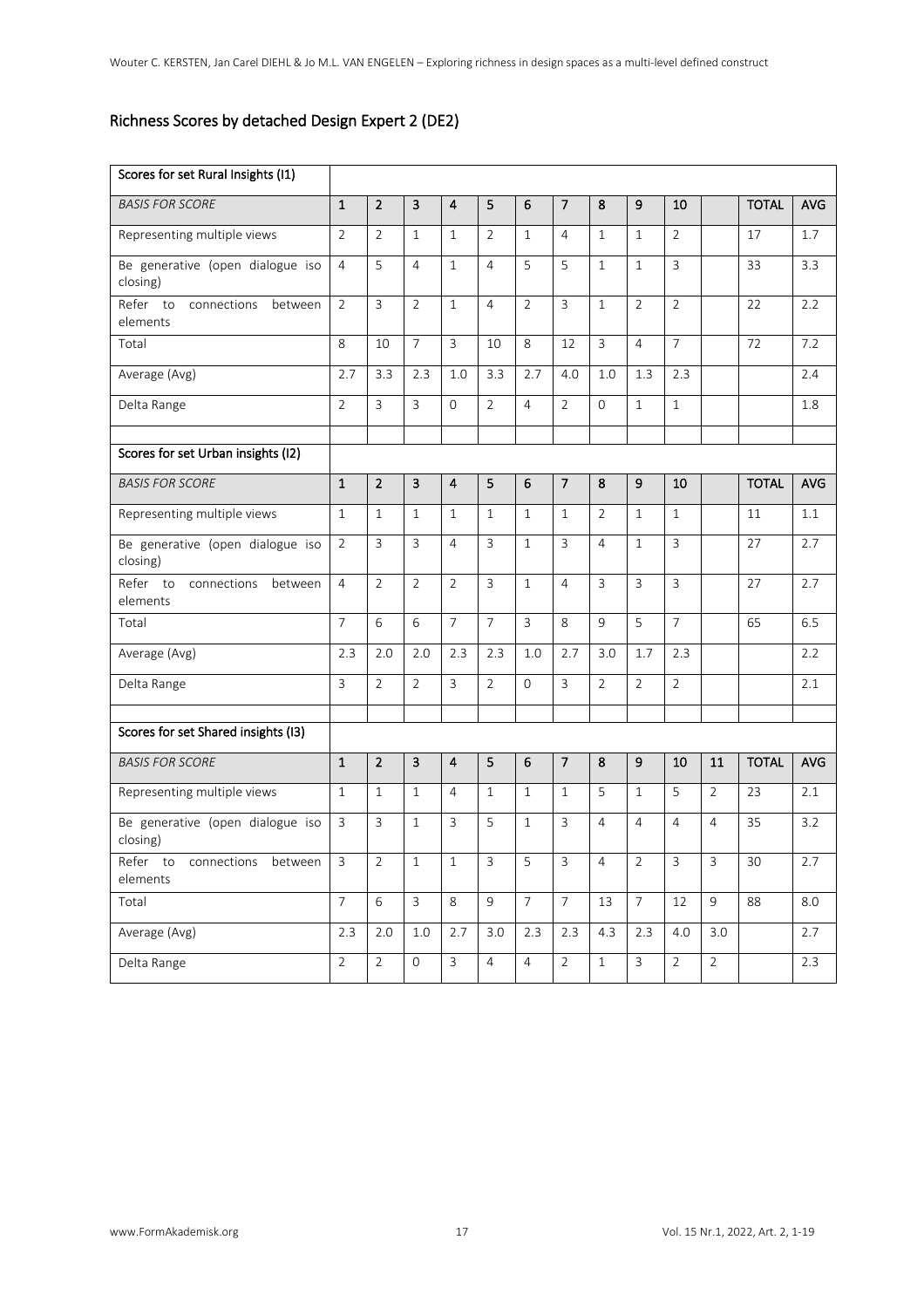## Richness Scores by detached Design Expert 2 (DE2)

| Scores for set Rural Insights (I1) | | | | | | | | | | | | | |
|---|---|---|---|---|---|---|---|---|---|---|---|---|---|
| *BASIS FOR SCORE* | **1** | **2** | **3** | **4** | **5** | **6** | **7** | **8** | **9** | **10** | | **TOTAL** | **AVG** |
| Representing multiple views | 2 | 2 | 1 | 1 | 2 | 1 | 4 | 1 | 1 | 2 | | 17 | 1.7 |
| Be generative (open dialogue iso closing) | 4 | 5 | 4 | 1 | 4 | 5 | 5 | 1 | 1 | 3 | | 33 | 3.3 |
| Refer to connections between elements | 2 | 3 | 2 | 1 | 4 | 2 | 3 | 1 | 2 | 2 | | 22 | 2.2 |
| Total | 8 | 10 | 7 | 3 | 10 | 8 | 12 | 3 | 4 | 7 | | 72 | 7.2 |
| Average (Avg) | 2.7 | 3.3 | 2.3 | 1.0 | 3.3 | 2.7 | 4.0 | 1.0 | 1.3 | 2.3 | | | 2.4 |
| Delta Range | 2 | 3 | 3 | 0 | 2 | 4 | 2 | 0 | 1 | 1 | | | 1.8 |

| Scores for set Urban insights (I2) | | | | | | | | | | | | | |
|---|---|---|---|---|---|---|---|---|---|---|---|---|---|
| *BASIS FOR SCORE* | **1** | **2** | **3** | **4** | **5** | **6** | **7** | **8** | **9** | **10** | | **TOTAL** | **AVG** |
| Representing multiple views | 1 | 1 | 1 | 1 | 1 | 1 | 1 | 2 | 1 | 1 | | 11 | 1.1 |
| Be generative (open dialogue iso closing) | 2 | 3 | 3 | 4 | 3 | 1 | 3 | 4 | 1 | 3 | | 27 | 2.7 |
| Refer to connections between elements | 4 | 2 | 2 | 2 | 3 | 1 | 4 | 3 | 3 | 3 | | 27 | 2.7 |
| Total | 7 | 6 | 6 | 7 | 7 | 3 | 8 | 9 | 5 | 7 | | 65 | 6.5 |
| Average (Avg) | 2.3 | 2.0 | 2.0 | 2.3 | 2.3 | 1.0 | 2.7 | 3.0 | 1.7 | 2.3 | | | 2.2 |
| Delta Range | 3 | 2 | 2 | 3 | 2 | 0 | 3 | 2 | 2 | 2 | | | 2.1 |

| Scores for set Shared insights (I3) | | | | | | | | | | | | | |
|---|---|---|---|---|---|---|---|---|---|---|---|---|---|
| *BASIS FOR SCORE* | **1** | **2** | **3** | **4** | **5** | **6** | **7** | **8** | **9** | **10** | **11** | **TOTAL** | **AVG** |
| Representing multiple views | 1 | 1 | 1 | 4 | 1 | 1 | 1 | 5 | 1 | 5 | 2 | 23 | 2.1 |
| Be generative (open dialogue iso closing) | 3 | 3 | 1 | 3 | 5 | 1 | 3 | 4 | 4 | 4 | 4 | 35 | 3.2 |
| Refer to connections between elements | 3 | 2 | 1 | 1 | 3 | 5 | 3 | 4 | 2 | 3 | 3 | 30 | 2.7 |
| Total | 7 | 6 | 3 | 8 | 9 | 7 | 7 | 13 | 7 | 12 | 9 | 88 | 8.0 |
| Average (Avg) | 2.3 | 2.0 | 1.0 | 2.7 | 3.0 | 2.3 | 2.3 | 4.3 | 2.3 | 4.0 | 3.0 | | 2.7 |
| Delta Range | 2 | 2 | 0 | 3 | 4 | 4 | 2 | 1 | 3 | 2 | 2 | | 2.3 |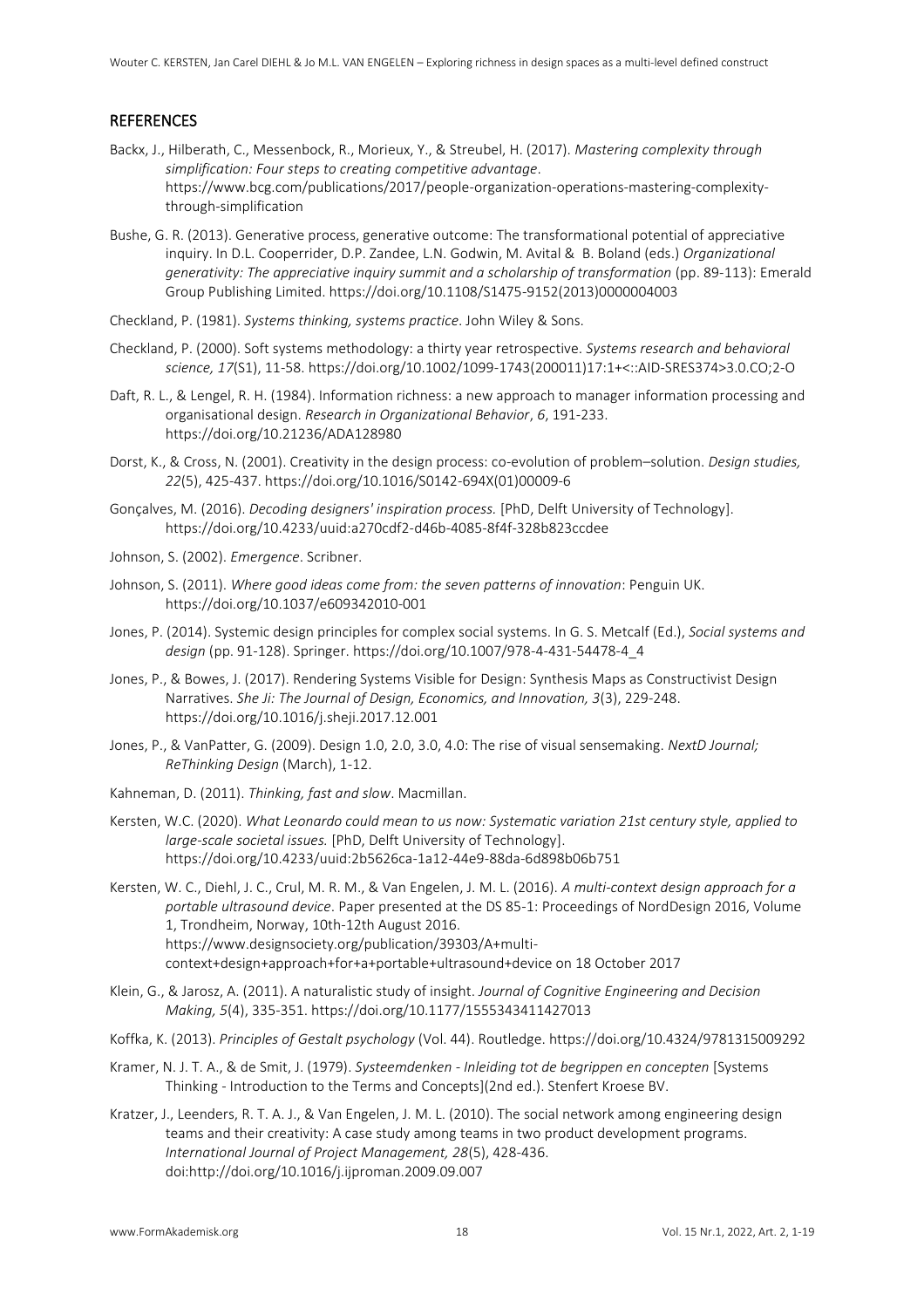## REFERENCES

Backx, J., Hilberath, C., Messenbock, R., Morieux, Y., & Streubel, H. (2017). *Mastering complexity through simplification: Four steps to creating competitive advantage*. https://www.bcg.com/publications/2017/people-organization-operations-mastering-complexity-through-simplification

Bushe, G. R. (2013). Generative process, generative outcome: The transformational potential of appreciative inquiry. In D.L. Cooperrider, D.P. Zandee, L.N. Godwin, M. Avital & B. Boland (eds.) *Organizational generativity: The appreciative inquiry summit and a scholarship of transformation* (pp. 89-113): Emerald Group Publishing Limited. https://doi.org/10.1108/S1475-9152(2013)0000004003

Checkland, P. (1981). *Systems thinking, systems practice*. John Wiley & Sons.

Checkland, P. (2000). Soft systems methodology: a thirty year retrospective. *Systems research and behavioral science, 17*(S1), 11-58. https://doi.org/10.1002/1099-1743(200011)17:1+<::AID-SRES374>3.0.CO;2-O

Daft, R. L., & Lengel, R. H. (1984). Information richness: a new approach to manager information processing and organisational design. *Research in Organizational Behavior*, *6*, 191-233. https://doi.org/10.21236/ADA128980

Dorst, K., & Cross, N. (2001). Creativity in the design process: co-evolution of problem–solution. *Design studies, 22*(5), 425-437. https://doi.org/10.1016/S0142-694X(01)00009-6

Gonçalves, M. (2016). *Decoding designers' inspiration process.* [PhD, Delft University of Technology]. https://doi.org/10.4233/uuid:a270cdf2-d46b-4085-8f4f-328b823ccdee

Johnson, S. (2002). *Emergence*. Scribner.

Johnson, S. (2011). *Where good ideas come from: the seven patterns of innovation*: Penguin UK. https://doi.org/10.1037/e609342010-001

Jones, P. (2014). Systemic design principles for complex social systems. In G. S. Metcalf (Ed.), *Social systems and design* (pp. 91-128). Springer. https://doi.org/10.1007/978-4-431-54478-4_4

Jones, P., & Bowes, J. (2017). Rendering Systems Visible for Design: Synthesis Maps as Constructivist Design Narratives. *She Ji: The Journal of Design, Economics, and Innovation, 3*(3), 229-248. https://doi.org/10.1016/j.sheji.2017.12.001

Jones, P., & VanPatter, G. (2009). Design 1.0, 2.0, 3.0, 4.0: The rise of visual sensemaking. *NextD Journal; ReThinking Design* (March), 1-12.

Kahneman, D. (2011). *Thinking, fast and slow*. Macmillan.

Kersten, W.C. (2020). *What Leonardo could mean to us now: Systematic variation 21st century style, applied to large-scale societal issues.* [PhD, Delft University of Technology]. https://doi.org/10.4233/uuid:2b5626ca-1a12-44e9-88da-6d898b06b751

Kersten, W. C., Diehl, J. C., Crul, M. R. M., & Van Engelen, J. M. L. (2016). *A multi-context design approach for a portable ultrasound device*. Paper presented at the DS 85-1: Proceedings of NordDesign 2016, Volume 1, Trondheim, Norway, 10th-12th August 2016. https://www.designsociety.org/publication/39303/A+multi-context+design+approach+for+a+portable+ultrasound+device on 18 October 2017

Klein, G., & Jarosz, A. (2011). A naturalistic study of insight. *Journal of Cognitive Engineering and Decision Making, 5*(4), 335-351. https://doi.org/10.1177/1555343411427013

Koffka, K. (2013). *Principles of Gestalt psychology* (Vol. 44). Routledge. https://doi.org/10.4324/9781315009292

Kramer, N. J. T. A., & de Smit, J. (1979). *Systeemdenken - Inleiding tot de begrippen en concepten* [Systems Thinking - Introduction to the Terms and Concepts](2nd ed.). Stenfert Kroese BV.

Kratzer, J., Leenders, R. T. A. J., & Van Engelen, J. M. L. (2010). The social network among engineering design teams and their creativity: A case study among teams in two product development programs. *International Journal of Project Management, 28*(5), 428-436. doi:http://doi.org/10.1016/j.ijproman.2009.09.007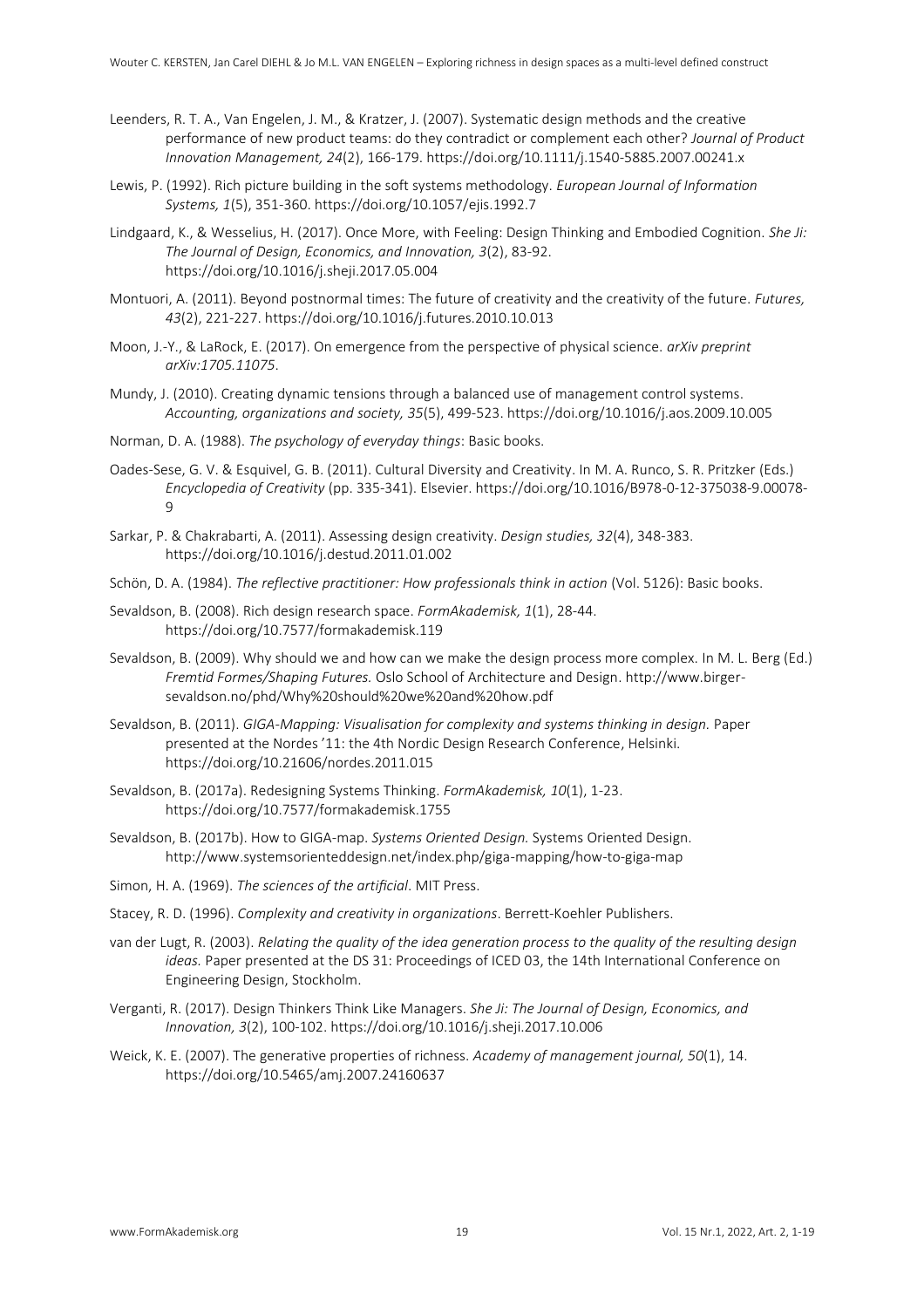Leenders, R. T. A., Van Engelen, J. M., & Kratzer, J. (2007). Systematic design methods and the creative performance of new product teams: do they contradict or complement each other? *Journal of Product Innovation Management, 24*(2), 166-179. https://doi.org/10.1111/j.1540-5885.2007.00241.x

Lewis, P. (1992). Rich picture building in the soft systems methodology. *European Journal of Information Systems, 1*(5), 351-360. https://doi.org/10.1057/ejis.1992.7

Lindgaard, K., & Wesselius, H. (2017). Once More, with Feeling: Design Thinking and Embodied Cognition. *She Ji: The Journal of Design, Economics, and Innovation, 3*(2), 83-92. https://doi.org/10.1016/j.sheji.2017.05.004

Montuori, A. (2011). Beyond postnormal times: The future of creativity and the creativity of the future. *Futures, 43*(2), 221-227. https://doi.org/10.1016/j.futures.2010.10.013

Moon, J.-Y., & LaRock, E. (2017). On emergence from the perspective of physical science. *arXiv preprint arXiv:1705.11075*.

Mundy, J. (2010). Creating dynamic tensions through a balanced use of management control systems. *Accounting, organizations and society, 35*(5), 499-523. https://doi.org/10.1016/j.aos.2009.10.005

Norman, D. A. (1988). *The psychology of everyday things*: Basic books.

Oades-Sese, G. V. & Esquivel, G. B. (2011). Cultural Diversity and Creativity. In M. A. Runco, S. R. Pritzker (Eds.) *Encyclopedia of Creativity* (pp. 335-341). Elsevier. https://doi.org/10.1016/B978-0-12-375038-9.00078-9

Sarkar, P. & Chakrabarti, A. (2011). Assessing design creativity. *Design studies, 32*(4), 348-383. https://doi.org/10.1016/j.destud.2011.01.002

Schön, D. A. (1984). *The reflective practitioner: How professionals think in action* (Vol. 5126): Basic books.

Sevaldson, B. (2008). Rich design research space. *FormAkademisk, 1*(1), 28-44. https://doi.org/10.7577/formakademisk.119

Sevaldson, B. (2009). Why should we and how can we make the design process more complex. In M. L. Berg (Ed.) *Fremtid Formes/Shaping Futures.* Oslo School of Architecture and Design. http://www.birger-sevaldson.no/phd/Why%20should%20we%20and%20how.pdf

Sevaldson, B. (2011). *GIGA-Mapping: Visualisation for complexity and systems thinking in design.* Paper presented at the Nordes '11: the 4th Nordic Design Research Conference, Helsinki. https://doi.org/10.21606/nordes.2011.015

Sevaldson, B. (2017a). Redesigning Systems Thinking. *FormAkademisk, 10*(1), 1-23. https://doi.org/10.7577/formakademisk.1755

Sevaldson, B. (2017b). How to GIGA-map. *Systems Oriented Design.* Systems Oriented Design. http://www.systemsorienteddesign.net/index.php/giga-mapping/how-to-giga-map

Simon, H. A. (1969). *The sciences of the artificial*. MIT Press.

Stacey, R. D. (1996). *Complexity and creativity in organizations*. Berrett-Koehler Publishers.

van der Lugt, R. (2003). *Relating the quality of the idea generation process to the quality of the resulting design ideas.* Paper presented at the DS 31: Proceedings of ICED 03, the 14th International Conference on Engineering Design, Stockholm.

Verganti, R. (2017). Design Thinkers Think Like Managers. *She Ji: The Journal of Design, Economics, and Innovation, 3*(2), 100-102. https://doi.org/10.1016/j.sheji.2017.10.006

Weick, K. E. (2007). The generative properties of richness. *Academy of management journal, 50*(1), 14. https://doi.org/10.5465/amj.2007.24160637